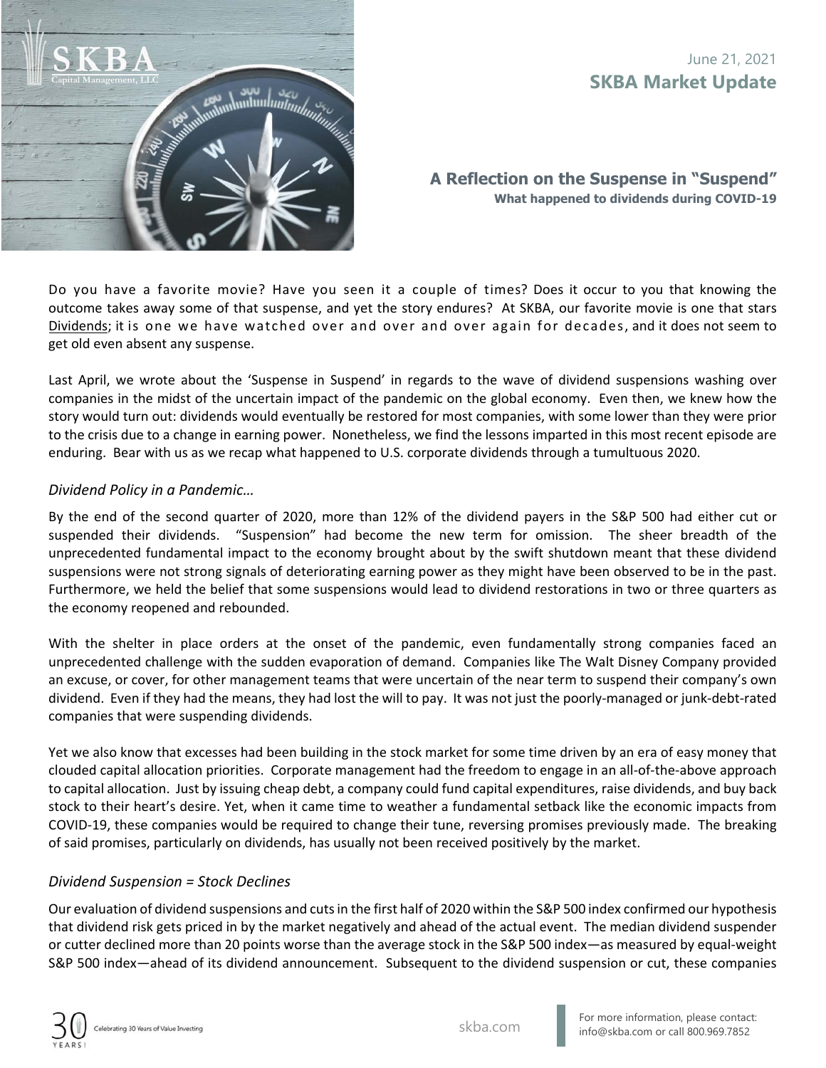June 21, 2021

**SKBA Market Update**

## A Reflection on the Suspense in "Suspend"

**What happened to dividends during COVID-19**

Do you have a favorite movie? Have you seen it a couple of times? Does it occur to you that knowing the outcome takes away some of that suspense, and yet the story endures? At SKBA, our favorite movie is one that stars Dividends; it is one we have watched over and over and over again for decades, and it does not seem to get old even absent any suspense.

Last April, we wrote about the 'Suspense in Suspend' in regards to the wave of dividend suspensions washing over companies in the midst of the uncertain impact of the pandemic on the global economy. Even then, we knew how the story would turn out: dividends would eventually be restored for most companies, with some lower than they were prior to the crisis due to a change in earning power. Nonetheless, we find the lessons imparted in this most recent episode are enduring. Bear with us as we recap what happened to U.S. corporate dividends through a tumultuous 2020.

### *Dividend Policy in a Pandemic…*

By the end of the second quarter of 2020, more than 12% of the dividend payers in the S&P 500 had either cut or suspended their dividends. "Suspension" had become the new term for omission. The sheer breadth of the unprecedented fundamental impact to the economy brought about by the swift shutdown meant that these dividend suspensions were not strong signals of deteriorating earning power as they might have been observed to be in the past. Furthermore, we held the belief that some suspensions would lead to dividend restorations in two or three quarters as the economy reopened and rebounded.

With the shelter in place orders at the onset of the pandemic, even fundamentally strong companies faced an unprecedented challenge with the sudden evaporation of demand. Companies like The Walt Disney Company provided an excuse, or cover, for other management teams that were uncertain of the near term to suspend their company's own dividend. Even if they had the means, they had lost the will to pay. It was not just the poorly-managed or junk-debt-rated companies that were suspending dividends.

Yet we also know that excesses had been building in the stock market for some time driven by an era of easy money that clouded capital allocation priorities. Corporate management had the freedom to engage in an all-of-the-above approach to capital allocation. Just by issuing cheap debt, a company could fund capital expenditures, raise dividends, and buy back stock to their heart's desire. Yet, when it came time to weather a fundamental setback like the economic impacts from COVID-19, these companies would be required to change their tune, reversing promises previously made. The breaking of said promises, particularly on dividends, has usually not been received positively by the market.

### *Dividend Suspension = Stock Declines*

Our evaluation of dividend suspensions and cuts in the first half of 2020 within the S&P 500 index confirmed our hypothesis that dividend risk gets priced in by the market negatively and ahead of the actual event. The median dividend suspender or cutter declined more than 20 points worse than the average stock in the S&P 500 index—as measured by equal-weight S&P 500 index—ahead of its dividend announcement. Subsequent to the dividend suspension or cut, these companies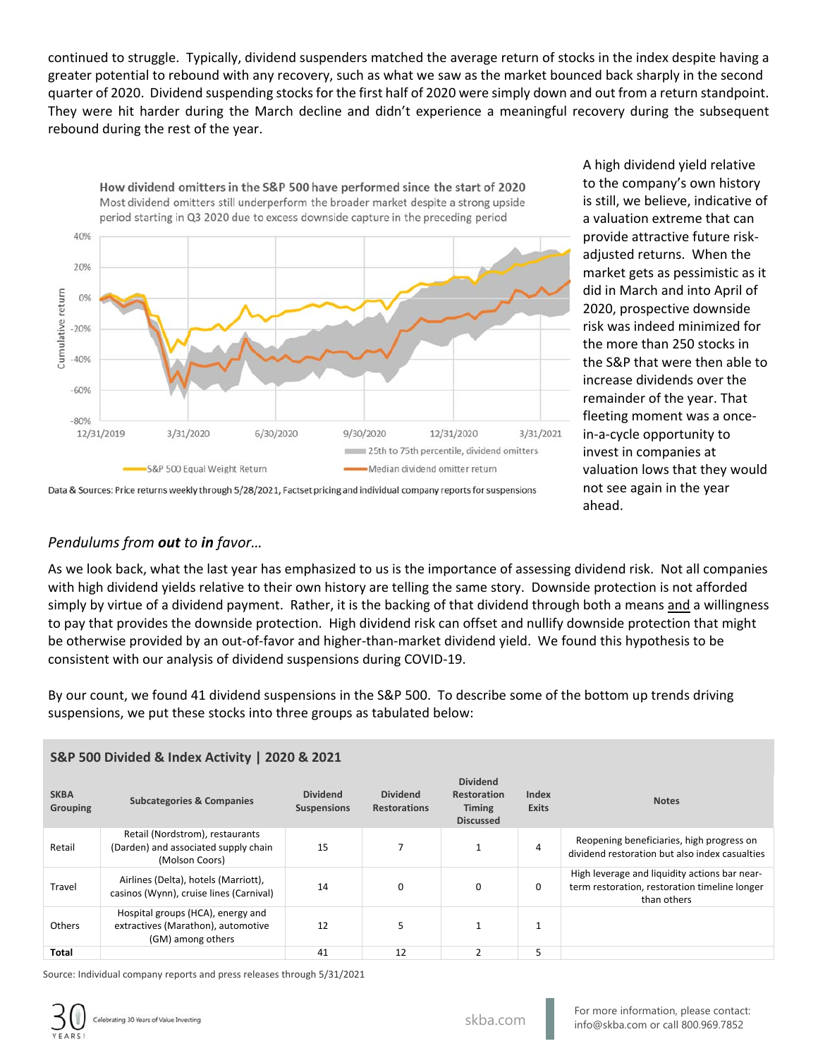continued to struggle. Typically, dividend suspenders matched the average return of stocks in the index despite having a greater potential to rebound with any recovery, such as what we saw as the market bounced back sharply in the second quarter of 2020. Dividend suspending stocks for the first half of 2020 were simply down and out from a return standpoint. They were hit harder during the March decline and didn't experience a meaningful recovery during the subsequent rebound during the rest of the year.

**How dividend omitters in the S&P 500 have performed since the start of 2020**
Most dividend omitters still underperform the broader market despite a strong upside period starting in Q3 2020 due to excess downside capture in the preceding period

Data & Sources: Price returns weekly through 5/28/2021, Factset pricing and individual company reports for suspensions

A high dividend yield relative to the company's own history is still, we believe, indicative of a valuation extreme that can provide attractive future risk-adjusted returns. When the market gets as pessimistic as it did in March and into April of 2020, prospective downside risk was indeed minimized for the more than 250 stocks in the S&P that were then able to increase dividends over the remainder of the year. That fleeting moment was a once-in-a-cycle opportunity to invest in companies at valuation lows that they would not see again in the year ahead.

### *Pendulums from **out** to **in** favor…*

As we look back, what the last year has emphasized to us is the importance of assessing dividend risk. Not all companies with high dividend yields relative to their own history are telling the same story. Downside protection is not afforded simply by virtue of a dividend payment. Rather, it is the backing of that dividend through both a means and a willingness to pay that provides the downside protection. High dividend risk can offset and nullify downside protection that might be otherwise provided by an out-of-favor and higher-than-market dividend yield. We found this hypothesis to be consistent with our analysis of dividend suspensions during COVID-19.

By our count, we found 41 dividend suspensions in the S&P 500. To describe some of the bottom up trends driving suspensions, we put these stocks into three groups as tabulated below:

**S&P 500 Divided & Index Activity | 2020 & 2021**

| SKBA Grouping | Subcategories & Companies | Dividend Suspensions | Dividend Restorations | Dividend Restoration Timing Discussed | Index Exits | Notes |
|---|---|---|---|---|---|---|
| Retail | Retail (Nordstrom), restaurants (Darden) and associated supply chain (Molson Coors) | 15 | 7 | 1 | 4 | Reopening beneficiaries, high progress on dividend restoration but also index casualties |
| Travel | Airlines (Delta), hotels (Marriott), casinos (Wynn), cruise lines (Carnival) | 14 | 0 | 0 | 0 | High leverage and liquidity actions bar near-term restoration, restoration timeline longer than others |
| Others | Hospital groups (HCA), energy and extractives (Marathon), automotive (GM) among others | 12 | 5 | 1 | 1 | |
| **Total** | | 41 | 12 | 2 | 5 | |

Source: Individual company reports and press releases through 5/31/2021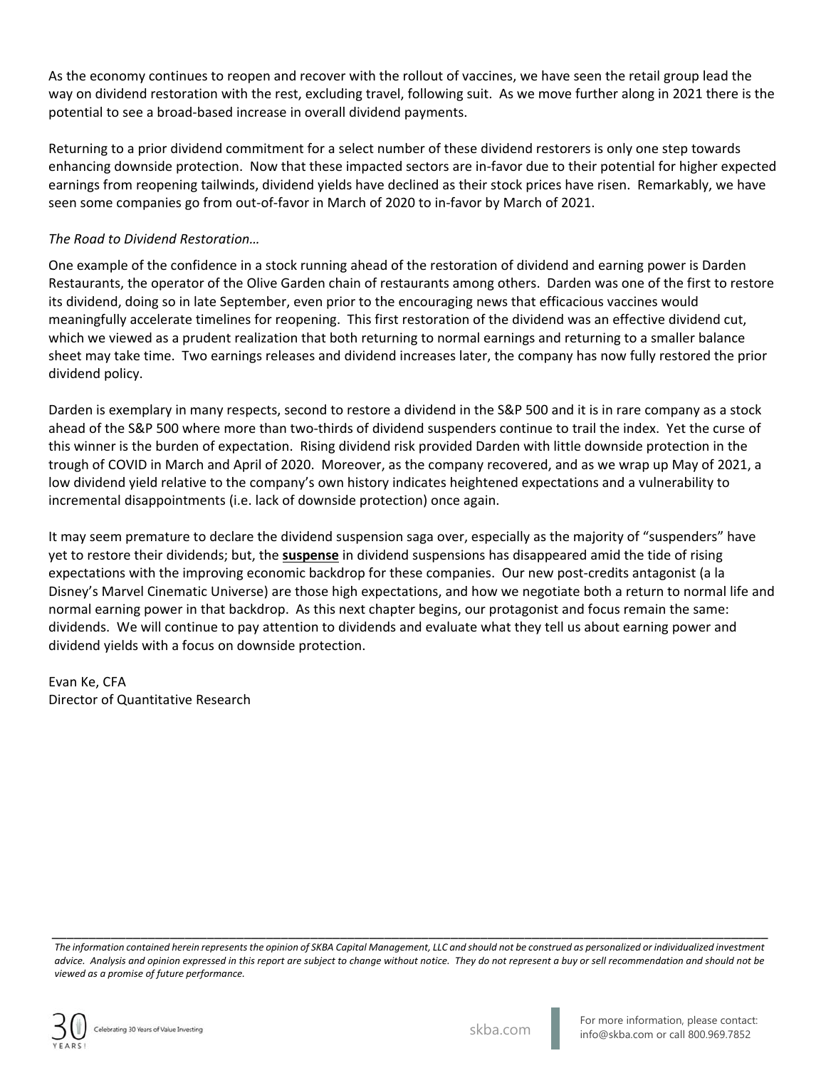As the economy continues to reopen and recover with the rollout of vaccines, we have seen the retail group lead the way on dividend restoration with the rest, excluding travel, following suit. As we move further along in 2021 there is the potential to see a broad-based increase in overall dividend payments.

Returning to a prior dividend commitment for a select number of these dividend restorers is only one step towards enhancing downside protection. Now that these impacted sectors are in-favor due to their potential for higher expected earnings from reopening tailwinds, dividend yields have declined as their stock prices have risen. Remarkably, we have seen some companies go from out-of-favor in March of 2020 to in-favor by March of 2021.

*The Road to Dividend Restoration…*

One example of the confidence in a stock running ahead of the restoration of dividend and earning power is Darden Restaurants, the operator of the Olive Garden chain of restaurants among others. Darden was one of the first to restore its dividend, doing so in late September, even prior to the encouraging news that efficacious vaccines would meaningfully accelerate timelines for reopening. This first restoration of the dividend was an effective dividend cut, which we viewed as a prudent realization that both returning to normal earnings and returning to a smaller balance sheet may take time. Two earnings releases and dividend increases later, the company has now fully restored the prior dividend policy.

Darden is exemplary in many respects, second to restore a dividend in the S&P 500 and it is in rare company as a stock ahead of the S&P 500 where more than two-thirds of dividend suspenders continue to trail the index. Yet the curse of this winner is the burden of expectation. Rising dividend risk provided Darden with little downside protection in the trough of COVID in March and April of 2020. Moreover, as the company recovered, and as we wrap up May of 2021, a low dividend yield relative to the company's own history indicates heightened expectations and a vulnerability to incremental disappointments (i.e. lack of downside protection) once again.

It may seem premature to declare the dividend suspension saga over, especially as the majority of "suspenders" have yet to restore their dividends; but, the **suspense** in dividend suspensions has disappeared amid the tide of rising expectations with the improving economic backdrop for these companies. Our new post-credits antagonist (a la Disney's Marvel Cinematic Universe) are those high expectations, and how we negotiate both a return to normal life and normal earning power in that backdrop. As this next chapter begins, our protagonist and focus remain the same: dividends. We will continue to pay attention to dividends and evaluate what they tell us about earning power and dividend yields with a focus on downside protection.

Evan Ke, CFA
Director of Quantitative Research

*The information contained herein represents the opinion of SKBA Capital Management, LLC and should not be construed as personalized or individualized investment advice. Analysis and opinion expressed in this report are subject to change without notice. They do not represent a buy or sell recommendation and should not be viewed as a promise of future performance.*

30 YEARS! Celebrating 30 Years of Value Investing

skba.com

For more information, please contact: info@skba.com or call 800.969.7852